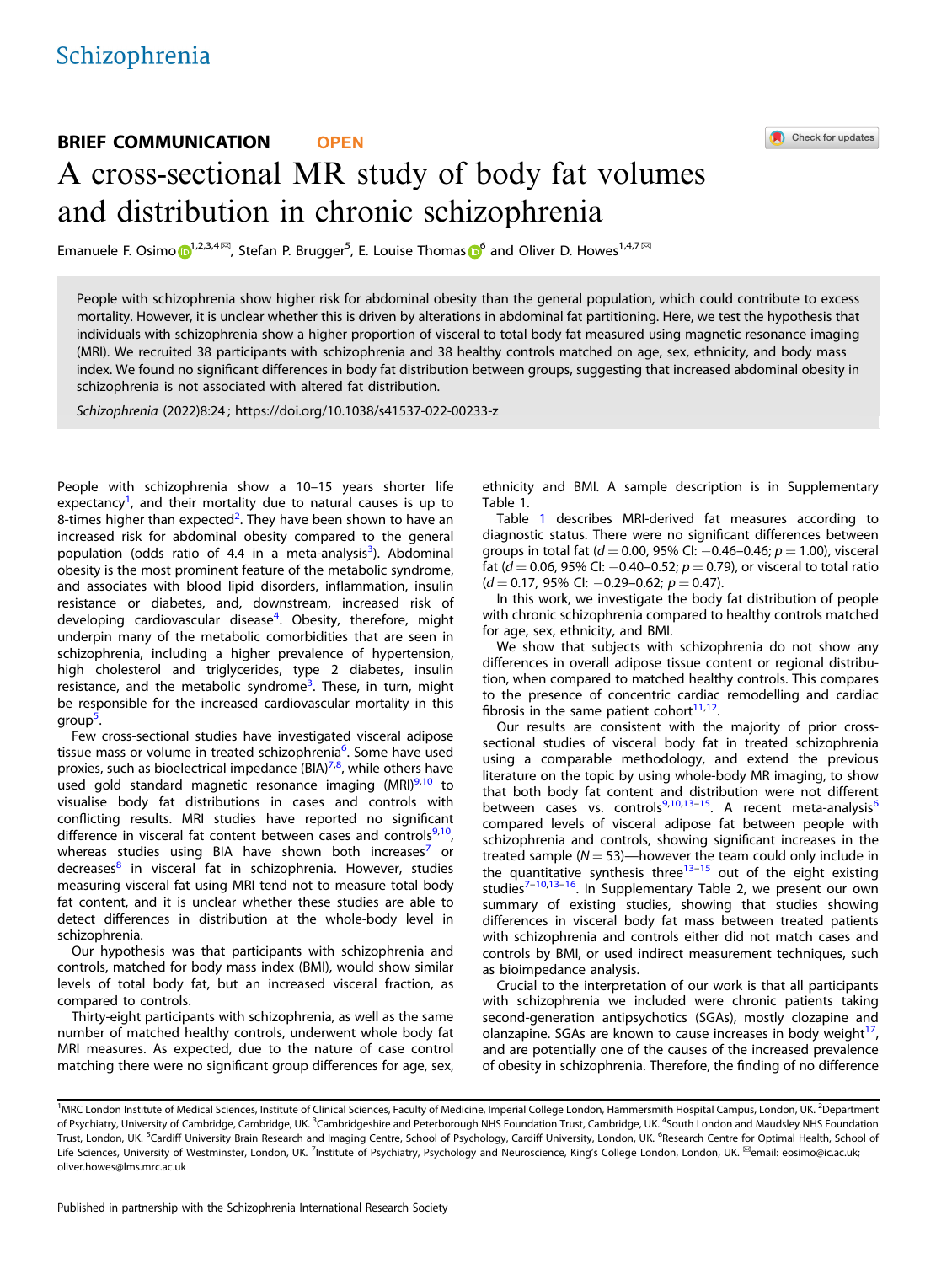Schizophrenia

BRIEF COMMUNICATION OPEN

# A cross-sectional MR study of body fat volumes and distribution in chronic schizophrenia

Emanuele F. Osimo[1,2,3,4✉], Stefan P. Brugger[5], E. Louise Thomas[6] and Oliver D. Howes[1,4,7✉]

People with schizophrenia show higher risk for abdominal obesity than the general population, which could contribute to excess mortality. However, it is unclear whether this is driven by alterations in abdominal fat partitioning. Here, we test the hypothesis that individuals with schizophrenia show a higher proportion of visceral to total body fat measured using magnetic resonance imaging (MRI). We recruited 38 participants with schizophrenia and 38 healthy controls matched on age, sex, ethnicity, and body mass index. We found no significant differences in body fat distribution between groups, suggesting that increased abdominal obesity in schizophrenia is not associated with altered fat distribution.

*Schizophrenia* (2022)8:24 ; https://doi.org/10.1038/s41537-022-00233-z

People with schizophrenia show a 10–15 years shorter life expectancy[1], and their mortality due to natural causes is up to 8-times higher than expected[2]. They have been shown to have an increased risk for abdominal obesity compared to the general population (odds ratio of 4.4 in a meta-analysis[3]). Abdominal obesity is the most prominent feature of the metabolic syndrome, and associates with blood lipid disorders, inflammation, insulin resistance or diabetes, and, downstream, increased risk of developing cardiovascular disease[4]. Obesity, therefore, might underpin many of the metabolic comorbidities that are seen in schizophrenia, including a higher prevalence of hypertension, high cholesterol and triglycerides, type 2 diabetes, insulin resistance, and the metabolic syndrome[3]. These, in turn, might be responsible for the increased cardiovascular mortality in this group[5].

Few cross-sectional studies have investigated visceral adipose tissue mass or volume in treated schizophrenia[6]. Some have used proxies, such as bioelectrical impedance (BIA)[7,8], while others have used gold standard magnetic resonance imaging (MRI)[9,10] to visualise body fat distributions in cases and controls with conflicting results. MRI studies have reported no significant difference in visceral fat content between cases and controls[9,10], whereas studies using BIA have shown both increases[7] or decreases[8] in visceral fat in schizophrenia. However, studies measuring visceral fat using MRI tend not to measure total body fat content, and it is unclear whether these studies are able to detect differences in distribution at the whole-body level in schizophrenia.

Our hypothesis was that participants with schizophrenia and controls, matched for body mass index (BMI), would show similar levels of total body fat, but an increased visceral fraction, as compared to controls.

Thirty-eight participants with schizophrenia, as well as the same number of matched healthy controls, underwent whole body fat MRI measures. As expected, due to the nature of case control matching there were no significant group differences for age, sex, ethnicity and BMI. A sample description is in Supplementary Table 1.

Table 1 describes MRI-derived fat measures according to diagnostic status. There were no significant differences between groups in total fat ($d = 0.00$, 95% CI: −0.46–0.46; $p = 1.00$), visceral fat ($d = 0.06$, 95% CI: −0.40–0.52; $p = 0.79$), or visceral to total ratio ($d = 0.17$, 95% CI: −0.29–0.62; $p = 0.47$).

In this work, we investigate the body fat distribution of people with chronic schizophrenia compared to healthy controls matched for age, sex, ethnicity, and BMI.

We show that subjects with schizophrenia do not show any differences in overall adipose tissue content or regional distribution, when compared to matched healthy controls. This compares to the presence of concentric cardiac remodelling and cardiac fibrosis in the same patient cohort[11,12].

Our results are consistent with the majority of prior cross-sectional studies of visceral body fat in treated schizophrenia using a comparable methodology, and extend the previous literature on the topic by using whole-body MR imaging, to show that both body fat content and distribution were not different between cases vs. controls[9,10,13–15]. A recent meta-analysis[6] compared levels of visceral adipose fat between people with schizophrenia and controls, showing significant increases in the treated sample ($N = 53$)—however the team could only include in the quantitative synthesis three[13–15] out of the eight existing studies[7–10,13–16]. In Supplementary Table 2, we present our own summary of existing studies, showing that studies showing differences in visceral body fat mass between treated patients with schizophrenia and controls either did not match cases and controls by BMI, or used indirect measurement techniques, such as bioimpedance analysis.

Crucial to the interpretation of our work is that all participants with schizophrenia we included were chronic patients taking second-generation antipsychotics (SGAs), mostly clozapine and olanzapine. SGAs are known to cause increases in body weight[17], and are potentially one of the causes of the increased prevalence of obesity in schizophrenia. Therefore, the finding of no difference

[1]MRC London Institute of Medical Sciences, Institute of Clinical Sciences, Faculty of Medicine, Imperial College London, Hammersmith Hospital Campus, London, UK. [2]Department of Psychiatry, University of Cambridge, Cambridge, UK. [3]Cambridgeshire and Peterborough NHS Foundation Trust, Cambridge, UK. [4]South London and Maudsley NHS Foundation Trust, London, UK. [5]Cardiff University Brain Research and Imaging Centre, School of Psychology, Cardiff University, London, UK. [6]Research Centre for Optimal Health, School of Life Sciences, University of Westminster, London, UK. [7]Institute of Psychiatry, Psychology and Neuroscience, King's College London, London, UK. ✉email: eosimo@ic.ac.uk; oliver.howes@lms.mrc.ac.uk

Published in partnership with the Schizophrenia International Research Society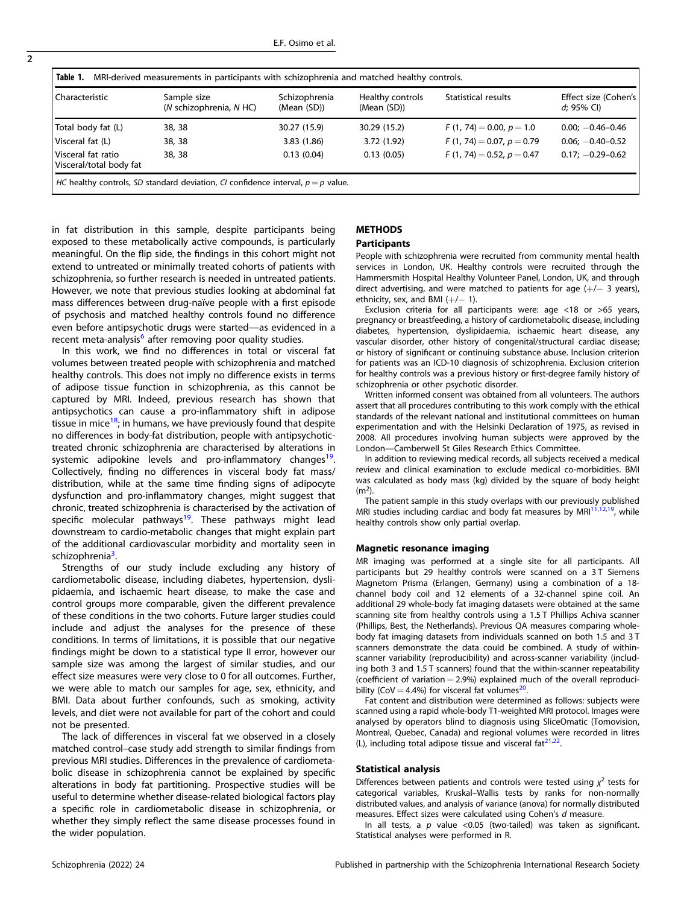**Table 1.** MRI-derived measurements in participants with schizophrenia and matched healthy controls.

| Characteristic | Sample size (N schizophrenia, N HC) | Schizophrenia (Mean (SD)) | Healthy controls (Mean (SD)) | Statistical results | Effect size (Cohen's d; 95% CI) |
|---|---|---|---|---|---|
| Total body fat (L) | 38, 38 | 30.27 (15.9) | 30.29 (15.2) | $F$ (1, 74) = 0.00, $p$ = 1.0 | 0.00; −0.46–0.46 |
| Visceral fat (L) | 38, 38 | 3.83 (1.86) | 3.72 (1.92) | $F$ (1, 74) = 0.07, $p$ = 0.79 | 0.06; −0.40–0.52 |
| Visceral fat ratio Visceral/total body fat | 38, 38 | 0.13 (0.04) | 0.13 (0.05) | $F$ (1, 74) = 0.52, $p$ = 0.47 | 0.17; −0.29–0.62 |

*HC* healthy controls, *SD* standard deviation, *CI* confidence interval, *p* = *p* value.

in fat distribution in this sample, despite participants being exposed to these metabolically active compounds, is particularly meaningful. On the flip side, the findings in this cohort might not extend to untreated or minimally treated cohorts of patients with schizophrenia, so further research is needed in untreated patients. However, we note that previous studies looking at abdominal fat mass differences between drug-naïve people with a first episode of psychosis and matched healthy controls found no difference even before antipsychotic drugs were started—as evidenced in a recent meta-analysis[6] after removing poor quality studies.

In this work, we find no differences in total or visceral fat volumes between treated people with schizophrenia and matched healthy controls. This does not imply no difference exists in terms of adipose tissue function in schizophrenia, as this cannot be captured by MRI. Indeed, previous research has shown that antipsychotics can cause a pro-inflammatory shift in adipose tissue in mice[18]; in humans, we have previously found that despite no differences in body-fat distribution, people with antipsychotic-treated chronic schizophrenia are characterised by alterations in systemic adipokine levels and pro-inflammatory changes[19]. Collectively, finding no differences in visceral body fat mass/distribution, while at the same time finding signs of adipocyte dysfunction and pro-inflammatory changes, might suggest that chronic, treated schizophrenia is characterised by the activation of specific molecular pathways[19]. These pathways might lead downstream to cardio-metabolic changes that might explain part of the additional cardiovascular morbidity and mortality seen in schizophrenia[3].

Strengths of our study include excluding any history of cardiometabolic disease, including diabetes, hypertension, dyslipidaemia, and ischaemic heart disease, to make the case and control groups more comparable, given the different prevalence of these conditions in the two cohorts. Future larger studies could include and adjust the analyses for the presence of these conditions. In terms of limitations, it is possible that our negative findings might be down to a statistical type II error, however our sample size was among the largest of similar studies, and our effect size measures were very close to 0 for all outcomes. Further, we were able to match our samples for age, sex, ethnicity, and BMI. Data about further confounds, such as smoking, activity levels, and diet were not available for part of the cohort and could not be presented.

The lack of differences in visceral fat we observed in a closely matched control–case study add strength to similar findings from previous MRI studies. Differences in the prevalence of cardiometabolic disease in schizophrenia cannot be explained by specific alterations in body fat partitioning. Prospective studies will be useful to determine whether disease-related biological factors play a specific role in cardiometabolic disease in schizophrenia, or whether they simply reflect the same disease processes found in the wider population.

## METHODS

### Participants

People with schizophrenia were recruited from community mental health services in London, UK. Healthy controls were recruited through the Hammersmith Hospital Healthy Volunteer Panel, London, UK, and through direct advertising, and were matched to patients for age (+/− 3 years), ethnicity, sex, and BMI (+/− 1).

Exclusion criteria for all participants were: age <18 or >65 years, pregnancy or breastfeeding, a history of cardiometabolic disease, including diabetes, hypertension, dyslipidaemia, ischaemic heart disease, any vascular disorder, other history of congenital/structural cardiac disease; or history of significant or continuing substance abuse. Inclusion criterion for patients was an ICD-10 diagnosis of schizophrenia. Exclusion criterion for healthy controls was a previous history or first-degree family history of schizophrenia or other psychotic disorder.

Written informed consent was obtained from all volunteers. The authors assert that all procedures contributing to this work comply with the ethical standards of the relevant national and institutional committees on human experimentation and with the Helsinki Declaration of 1975, as revised in 2008. All procedures involving human subjects were approved by the London—Camberwell St Giles Research Ethics Committee.

In addition to reviewing medical records, all subjects received a medical review and clinical examination to exclude medical co-morbidities. BMI was calculated as body mass (kg) divided by the square of body height ($m^2$).

The patient sample in this study overlaps with our previously published MRI studies including cardiac and body fat measures by MRI[11,12,19], while healthy controls show only partial overlap.

### Magnetic resonance imaging

MR imaging was performed at a single site for all participants. All participants but 29 healthy controls were scanned on a 3 T Siemens Magnetom Prisma (Erlangen, Germany) using a combination of a 18-channel body coil and 12 elements of a 32-channel spine coil. An additional 29 whole-body fat imaging datasets were obtained at the same scanning site from healthy controls using a 1.5 T Phillips Achiva scanner (Phillips, Best, the Netherlands). Previous QA measures comparing whole-body fat imaging datasets from individuals scanned on both 1.5 and 3 T scanners demonstrate the data could be combined. A study of within-scanner variability (reproducibility) and across-scanner variability (including both 3 and 1.5 T scanners) found that the within-scanner repeatability (coefficient of variation = 2.9%) explained much of the overall reproducibility (CoV = 4.4%) for visceral fat volumes[20].

Fat content and distribution were determined as follows: subjects were scanned using a rapid whole-body T1-weighted MRI protocol. Images were analysed by operators blind to diagnosis using SliceOmatic (Tomovision, Montreal, Quebec, Canada) and regional volumes were recorded in litres (L), including total adipose tissue and visceral fat[21,22].

### Statistical analysis

Differences between patients and controls were tested using $\chi^2$ tests for categorical variables, Kruskal–Wallis tests by ranks for non-normally distributed values, and analysis of variance (anova) for normally distributed measures. Effect sizes were calculated using Cohen's *d* measure.

In all tests, a $p$ value <0.05 (two-tailed) was taken as significant. Statistical analyses were performed in R.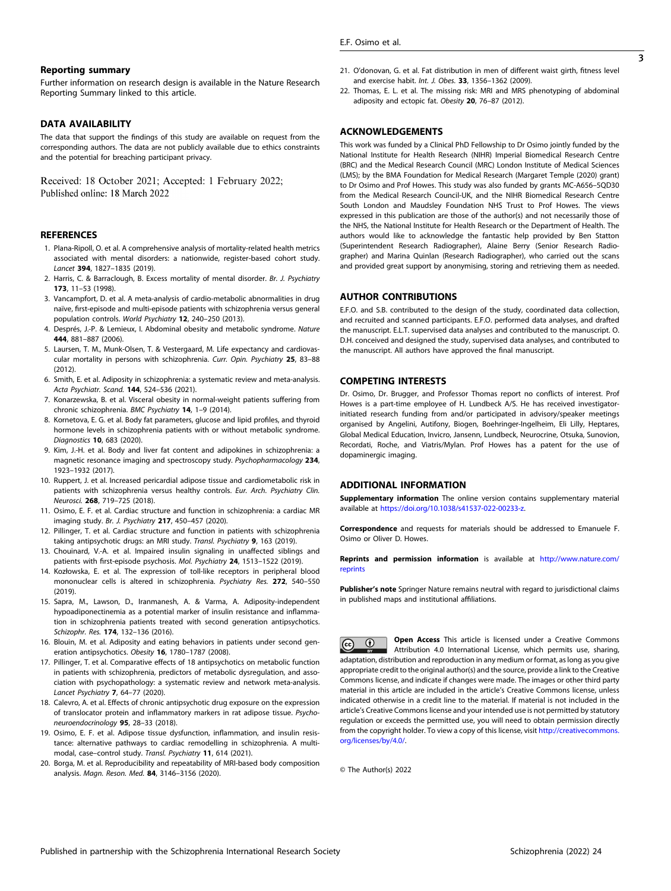## Reporting summary

Further information on research design is available in the Nature Research Reporting Summary linked to this article.

## DATA AVAILABILITY

The data that support the findings of this study are available on request from the corresponding authors. The data are not publicly available due to ethics constraints and the potential for breaching participant privacy.

Received: 18 October 2021; Accepted: 1 February 2022;
Published online: 18 March 2022

## REFERENCES

1. Plana-Ripoll, O. et al. A comprehensive analysis of mortality-related health metrics associated with mental disorders: a nationwide, register-based cohort study. *Lancet* **394**, 1827–1835 (2019).
2. Harris, C. & Barraclough, B. Excess mortality of mental disorder. *Br. J. Psychiatry* **173**, 11–53 (1998).
3. Vancampfort, D. et al. A meta-analysis of cardio-metabolic abnormalities in drug naïve, first-episode and multi-episode patients with schizophrenia versus general population controls. *World Psychiatry* **12**, 240–250 (2013).
4. Després, J.-P. & Lemieux, I. Abdominal obesity and metabolic syndrome. *Nature* **444**, 881–887 (2006).
5. Laursen, T. M., Munk-Olsen, T. & Vestergaard, M. Life expectancy and cardiovascular mortality in persons with schizophrenia. *Curr. Opin. Psychiatry* **25**, 83–88 (2012).
6. Smith, E. et al. Adiposity in schizophrenia: a systematic review and meta-analysis. *Acta Psychiatr. Scand.* **144**, 524–536 (2021).
7. Konarzewska, B. et al. Visceral obesity in normal-weight patients suffering from chronic schizophrenia. *BMC Psychiatry* **14**, 1–9 (2014).
8. Kornetova, E. G. et al. Body fat parameters, glucose and lipid profiles, and thyroid hormone levels in schizophrenia patients with or without metabolic syndrome. *Diagnostics* **10**, 683 (2020).
9. Kim, J.-H. et al. Body and liver fat content and adipokines in schizophrenia: a magnetic resonance imaging and spectroscopy study. *Psychopharmacology* **234**, 1923–1932 (2017).
10. Ruppert, J. et al. Increased pericardial adipose tissue and cardiometabolic risk in patients with schizophrenia versus healthy controls. *Eur. Arch. Psychiatry Clin. Neurosci.* **268**, 719–725 (2018).
11. Osimo, E. F. et al. Cardiac structure and function in schizophrenia: a cardiac MR imaging study. *Br. J. Psychiatry* **217**, 450–457 (2020).
12. Pillinger, T. et al. Cardiac structure and function in patients with schizophrenia taking antipsychotic drugs: an MRI study. *Transl. Psychiatry* **9**, 163 (2019).
13. Chouinard, V.-A. et al. Impaired insulin signaling in unaffected siblings and patients with first-episode psychosis. *Mol. Psychiatry* **24**, 1513–1522 (2019).
14. Kozłowska, E. et al. The expression of toll-like receptors in peripheral blood mononuclear cells is altered in schizophrenia. *Psychiatry Res.* **272**, 540–550 (2019).
15. Sapra, M., Lawson, D., Iranmanesh, A. & Varma, A. Adiposity-independent hypoadiponectinemia as a potential marker of insulin resistance and inflammation in schizophrenia patients treated with second generation antipsychotics. *Schizophr. Res.* **174**, 132–136 (2016).
16. Blouin, M. et al. Adiposity and eating behaviors in patients under second generation antipsychotics. *Obesity* **16**, 1780–1787 (2008).
17. Pillinger, T. et al. Comparative effects of 18 antipsychotics on metabolic function in patients with schizophrenia, predictors of metabolic dysregulation, and association with psychopathology: a systematic review and network meta-analysis. *Lancet Psychiatry* **7**, 64–77 (2020).
18. Calevro, A. et al. Effects of chronic antipsychotic drug exposure on the expression of translocator protein and inflammatory markers in rat adipose tissue. *Psychoneuroendocrinology* **95**, 28–33 (2018).
19. Osimo, E. F. et al. Adipose tissue dysfunction, inflammation, and insulin resistance: alternative pathways to cardiac remodelling in schizophrenia. A multimodal, case–control study. *Transl. Psychiatry* **11**, 614 (2021).
20. Borga, M. et al. Reproducibility and repeatability of MRI-based body composition analysis. *Magn. Reson. Med.* **84**, 3146–3156 (2020).
21. O'donovan, G. et al. Fat distribution in men of different waist girth, fitness level and exercise habit. *Int. J. Obes.* **33**, 1356–1362 (2009).
22. Thomas, E. L. et al. The missing risk: MRI and MRS phenotyping of abdominal adiposity and ectopic fat. *Obesity* **20**, 76–87 (2012).

## ACKNOWLEDGEMENTS

This work was funded by a Clinical PhD Fellowship to Dr Osimo jointly funded by the National Institute for Health Research (NIHR) Imperial Biomedical Research Centre (BRC) and the Medical Research Council (MRC) London Institute of Medical Sciences (LMS); by the BMA Foundation for Medical Research (Margaret Temple (2020) grant) to Dr Osimo and Prof Howes. This study was also funded by grants MC-A656–5QD30 from the Medical Research Council-UK, and the NIHR Biomedical Research Centre South London and Maudsley Foundation NHS Trust to Prof Howes. The views expressed in this publication are those of the author(s) and not necessarily those of the NHS, the National Institute for Health Research or the Department of Health. The authors would like to acknowledge the fantastic help provided by Ben Statton (Superintendent Research Radiographer), Alaine Berry (Senior Research Radiographer) and Marina Quinlan (Research Radiographer), who carried out the scans and provided great support by anonymising, storing and retrieving them as needed.

## AUTHOR CONTRIBUTIONS

E.F.O. and S.B. contributed to the design of the study, coordinated data collection, and recruited and scanned participants. E.F.O. performed data analyses, and drafted the manuscript. E.L.T. supervised data analyses and contributed to the manuscript. O.D.H. conceived and designed the study, supervised data analyses, and contributed to the manuscript. All authors have approved the final manuscript.

## COMPETING INTERESTS

Dr. Osimo, Dr. Brugger, and Professor Thomas report no conflicts of interest. Prof Howes is a part-time employee of H. Lundbeck A/S. He has received investigator-initiated research funding from and/or participated in advisory/speaker meetings organised by Angelini, Autifony, Biogen, Boehringer-Ingelheim, Eli Lilly, Heptares, Global Medical Education, Invicro, Jansenn, Lundbeck, Neurocrine, Otsuka, Sunovion, Recordati, Roche, and Viatris/Mylan. Prof Howes has a patent for the use of dopaminergic imaging.

## ADDITIONAL INFORMATION

**Supplementary information** The online version contains supplementary material available at https://doi.org/10.1038/s41537-022-00233-z.

**Correspondence** and requests for materials should be addressed to Emanuele F. Osimo or Oliver D. Howes.

**Reprints and permission information** is available at http://www.nature.com/reprints

**Publisher's note** Springer Nature remains neutral with regard to jurisdictional claims in published maps and institutional affiliations.

**Open Access** This article is licensed under a Creative Commons Attribution 4.0 International License, which permits use, sharing, adaptation, distribution and reproduction in any medium or format, as long as you give appropriate credit to the original author(s) and the source, provide a link to the Creative Commons license, and indicate if changes were made. The images or other third party material in this article are included in the article's Creative Commons license, unless indicated otherwise in a credit line to the material. If material is not included in the article's Creative Commons license and your intended use is not permitted by statutory regulation or exceeds the permitted use, you will need to obtain permission directly from the copyright holder. To view a copy of this license, visit http://creativecommons.org/licenses/by/4.0/.

© The Author(s) 2022